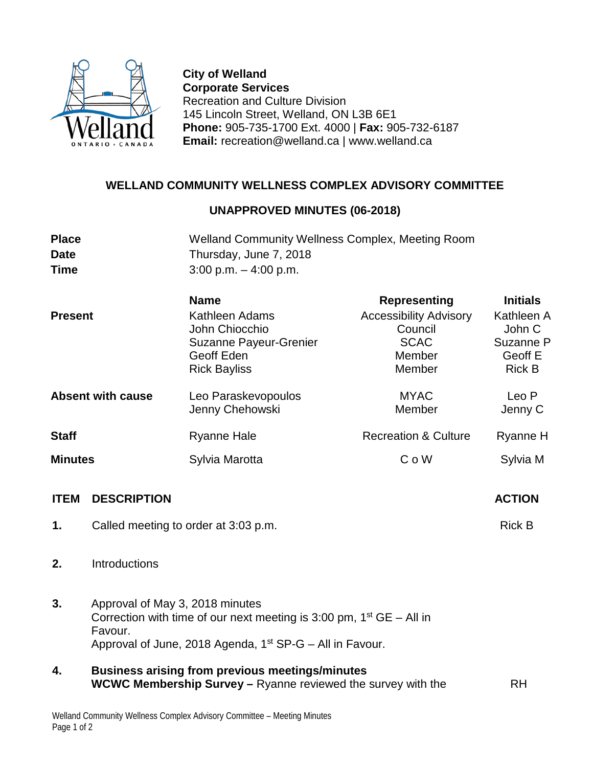**City of Welland**
**Corporate Services**
Recreation and Culture Division
145 Lincoln Street, Welland, ON L3B 6E1
**Phone:** 905-735-1700 Ext. 4000 | **Fax:** 905-732-6187
**Email:** recreation@welland.ca | www.welland.ca

# WELLAND COMMUNITY WELLNESS COMPLEX ADVISORY COMMITTEE

## UNAPPROVED MINUTES (06-2018)

| | |
|---|---|
| **Place** | Welland Community Wellness Complex, Meeting Room |
| **Date** | Thursday, June 7, 2018 |
| **Time** | 3:00 p.m. – 4:00 p.m. |

| | **Name** | **Representing** | **Initials** |
|---|---|---|---|
| **Present** | Kathleen Adams | Accessibility Advisory | Kathleen A |
| | John Chiocchio | Council | John C |
| | Suzanne Payeur-Grenier | SCAC | Suzanne P |
| | Geoff Eden | Member | Geoff E |
| | Rick Bayliss | Member | Rick B |
| **Absent with cause** | Leo Paraskevopoulos | MYAC | Leo P |
| | Jenny Chehowski | Member | Jenny C |
| **Staff** | Ryanne Hale | Recreation & Culture | Ryanne H |
| **Minutes** | Sylvia Marotta | C o W | Sylvia M |

| **ITEM** | **DESCRIPTION** | **ACTION** |
|---|---|---|
| **1.** | Called meeting to order at 3:03 p.m. | Rick B |
| **2.** | Introductions | |
| **3.** | Approval of May 3, 2018 minutes<br>Correction with time of our next meeting is 3:00 pm, 1st GE – All in Favour.<br>Approval of June, 2018 Agenda, 1st SP-G – All in Favour. | |
| **4.** | **Business arising from previous meetings/minutes**<br>**WCWC Membership Survey –** Ryanne reviewed the survey with the | RH |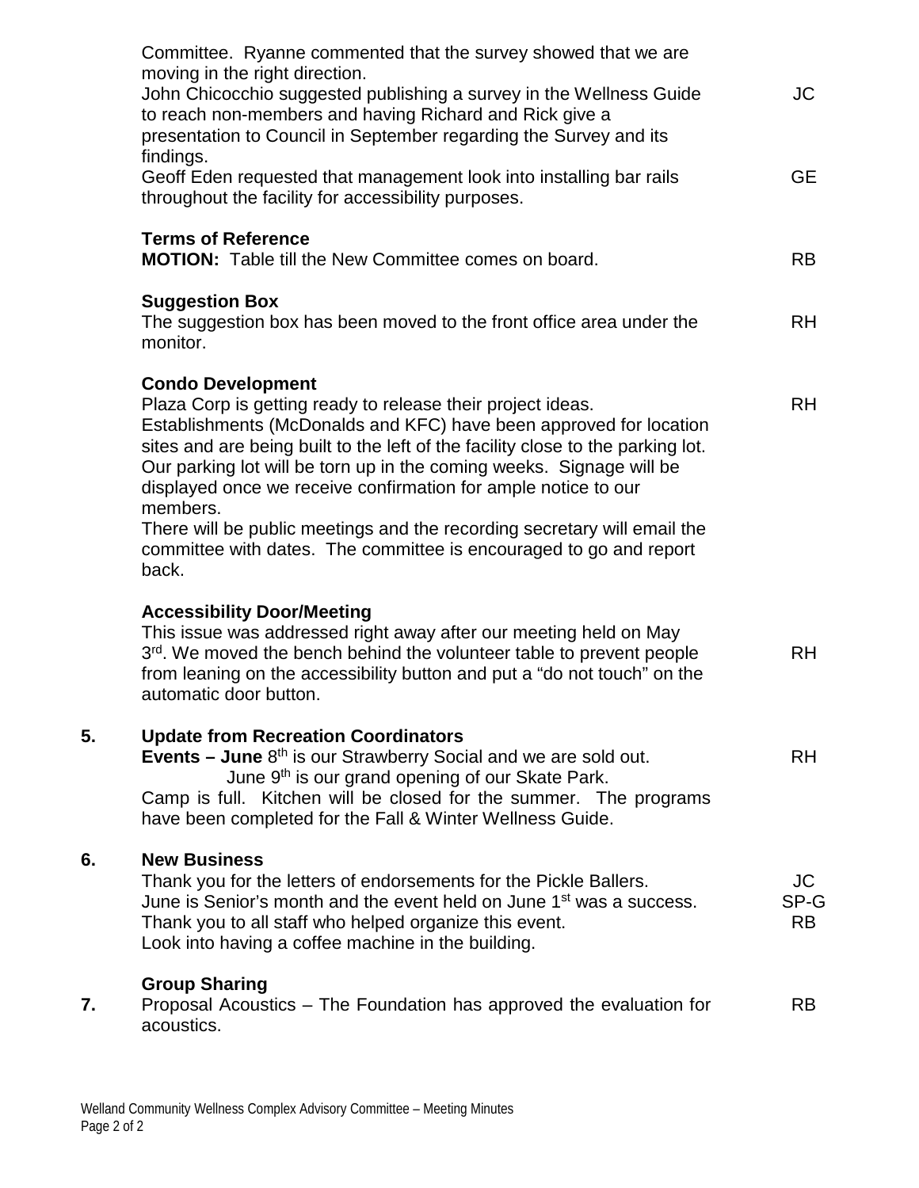Committee. Ryanne commented that the survey showed that we are moving in the right direction.

John Chicocchio suggested publishing a survey in the Wellness Guide to reach non-members and having Richard and Rick give a presentation to Council in September regarding the Survey and its findings. — JC

Geoff Eden requested that management look into installing bar rails throughout the facility for accessibility purposes. — GE

**Terms of Reference**

**MOTION:** Table till the New Committee comes on board. — RB

**Suggestion Box**

The suggestion box has been moved to the front office area under the monitor. — RH

**Condo Development**

Plaza Corp is getting ready to release their project ideas. — RH

Establishments (McDonalds and KFC) have been approved for location sites and are being built to the left of the facility close to the parking lot. Our parking lot will be torn up in the coming weeks. Signage will be displayed once we receive confirmation for ample notice to our members.

There will be public meetings and the recording secretary will email the committee with dates. The committee is encouraged to go and report back.

**Accessibility Door/Meeting**

This issue was addressed right away after our meeting held on May 3rd. We moved the bench behind the volunteer table to prevent people from leaning on the accessibility button and put a "do not touch" on the automatic door button. — RH

## 5. Update from Recreation Coordinators

**Events – June** 8th is our Strawberry Social and we are sold out. — RH

June 9th is our grand opening of our Skate Park.

Camp is full. Kitchen will be closed for the summer. The programs have been completed for the Fall & Winter Wellness Guide.

## 6. New Business

Thank you for the letters of endorsements for the Pickle Ballers. — JC

June is Senior's month and the event held on June 1st was a success. — SP-G

Thank you to all staff who helped organize this event. — RB

Look into having a coffee machine in the building.

## 7. Group Sharing

Proposal Acoustics – The Foundation has approved the evaluation for acoustics. — RB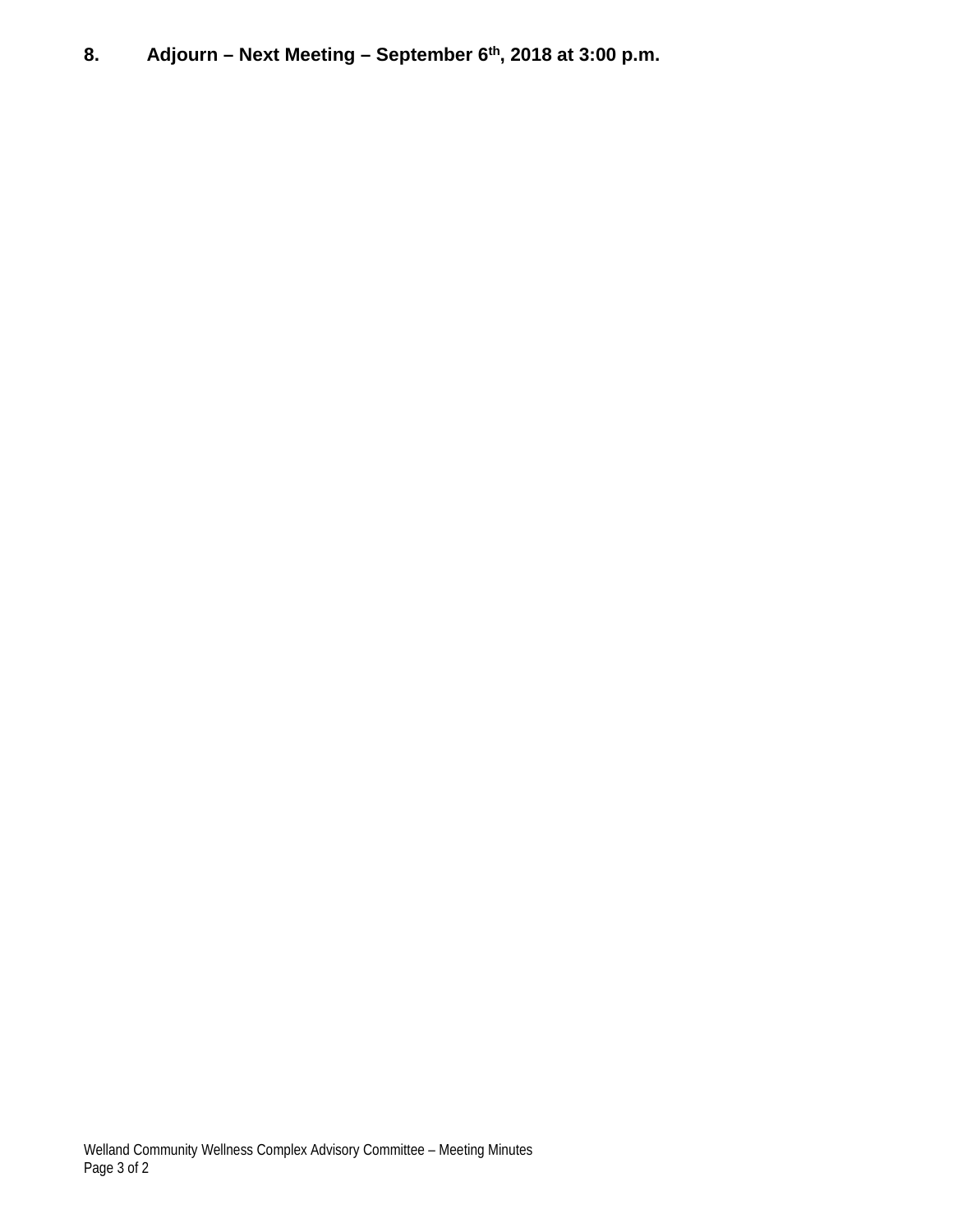**8. Adjourn – Next Meeting – September 6th, 2018 at 3:00 p.m.**